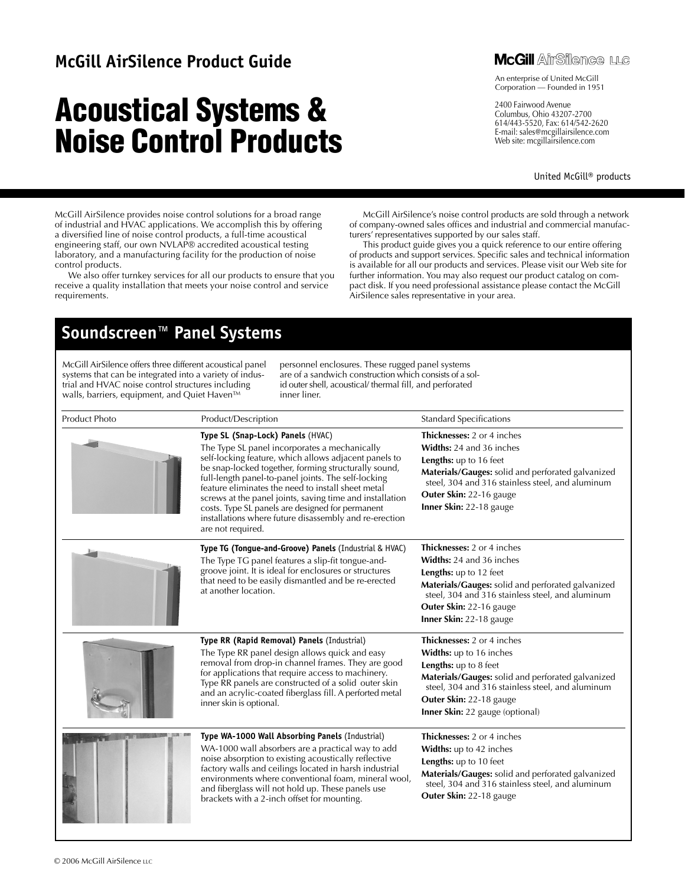McGill AirSilence Product Guide

# Acoustical Systems & Noise Control Products

**McGill AirSilence LLC**

An enterprise of United McGill Corporation — Founded in 1951

2400 Fairwood Avenue
Columbus, Ohio 43207-2700
614/443-5520, Fax: 614/542-2620
E-mail: sales@mcgillairsilence.com
Web site: mcgillairsilence.com

United McGill® products

McGill AirSilence provides noise control solutions for a broad range of industrial and HVAC applications. We accomplish this by offering a diversified line of noise control products, a full-time acoustical engineering staff, our own NVLAP® accredited acoustical testing laboratory, and a manufacturing facility for the production of noise control products.

We also offer turnkey services for all our products to ensure that you receive a quality installation that meets your noise control and service requirements.

McGill AirSilence's noise control products are sold through a network of company-owned sales offices and industrial and commercial manufacturers' representatives supported by our sales staff.

This product guide gives you a quick reference to our entire offering of products and support services. Specific sales and technical information is available for all our products and services. Please visit our Web site for further information. You may also request our product catalog on compact disk. If you need professional assistance please contact the McGill AirSilence sales representative in your area.

## Soundscreen™ Panel Systems

McGill AirSilence offers three different acoustical panel systems that can be integrated into a variety of industrial and HVAC noise control structures including walls, barriers, equipment, and Quiet Haven™ personnel enclosures. These rugged panel systems are of a sandwich construction which consists of a solid outer shell, acoustical/thermal fill, and perforated inner liner.

| Product Photo | Product/Description | Standard Specifications |
|---|---|---|
| | **Type SL (Snap-Lock) Panels** (HVAC)<br>The Type SL panel incorporates a mechanically self-locking feature, which allows adjacent panels to be snap-locked together, forming structurally sound, full-length panel-to-panel joints. The self-locking feature eliminates the need to install sheet metal screws at the panel joints, saving time and installation costs. Type SL panels are designed for permanent installations where future disassembly and re-erection are not required. | **Thicknesses:** 2 or 4 inches<br>**Widths:** 24 and 36 inches<br>**Lengths:** up to 16 feet<br>**Materials/Gauges:** solid and perforated galvanized steel, 304 and 316 stainless steel, and aluminum<br>**Outer Skin:** 22-16 gauge<br>**Inner Skin:** 22-18 gauge |
| | **Type TG (Tongue-and-Groove) Panels** (Industrial & HVAC)<br>The Type TG panel features a slip-fit tongue-and-groove joint. It is ideal for enclosures or structures that need to be easily dismantled and be re-erected at another location. | **Thicknesses:** 2 or 4 inches<br>**Widths:** 24 and 36 inches<br>**Lengths:** up to 12 feet<br>**Materials/Gauges:** solid and perforated galvanized steel, 304 and 316 stainless steel, and aluminum<br>**Outer Skin:** 22-16 gauge<br>**Inner Skin:** 22-18 gauge |
| | **Type RR (Rapid Removal) Panels** (Industrial)<br>The Type RR panel design allows quick and easy removal from drop-in channel frames. They are good for applications that require access to machinery. Type RR panels are constructed of a solid outer skin and an acrylic-coated fiberglass fill. A perforated metal inner skin is optional. | **Thicknesses:** 2 or 4 inches<br>**Widths:** up to 16 inches<br>**Lengths:** up to 8 feet<br>**Materials/Gauges:** solid and perforated galvanized steel, 304 and 316 stainless steel, and aluminum<br>**Outer Skin:** 22-18 gauge<br>**Inner Skin:** 22 gauge (optional) |
| | **Type WA-1000 Wall Absorbing Panels** (Industrial)<br>WA-1000 wall absorbers are a practical way to add noise absorption to existing acoustically reflective factory walls and ceilings located in harsh industrial environments where conventional foam, mineral wool, and fiberglass will not hold up. These panels use brackets with a 2-inch offset for mounting. | **Thicknesses:** 2 or 4 inches<br>**Widths:** up to 42 inches<br>**Lengths:** up to 10 feet<br>**Materials/Gauges:** solid and perforated galvanized steel, 304 and 316 stainless steel, and aluminum<br>**Outer Skin:** 22-18 gauge |

© 2006 McGill AirSilence LLC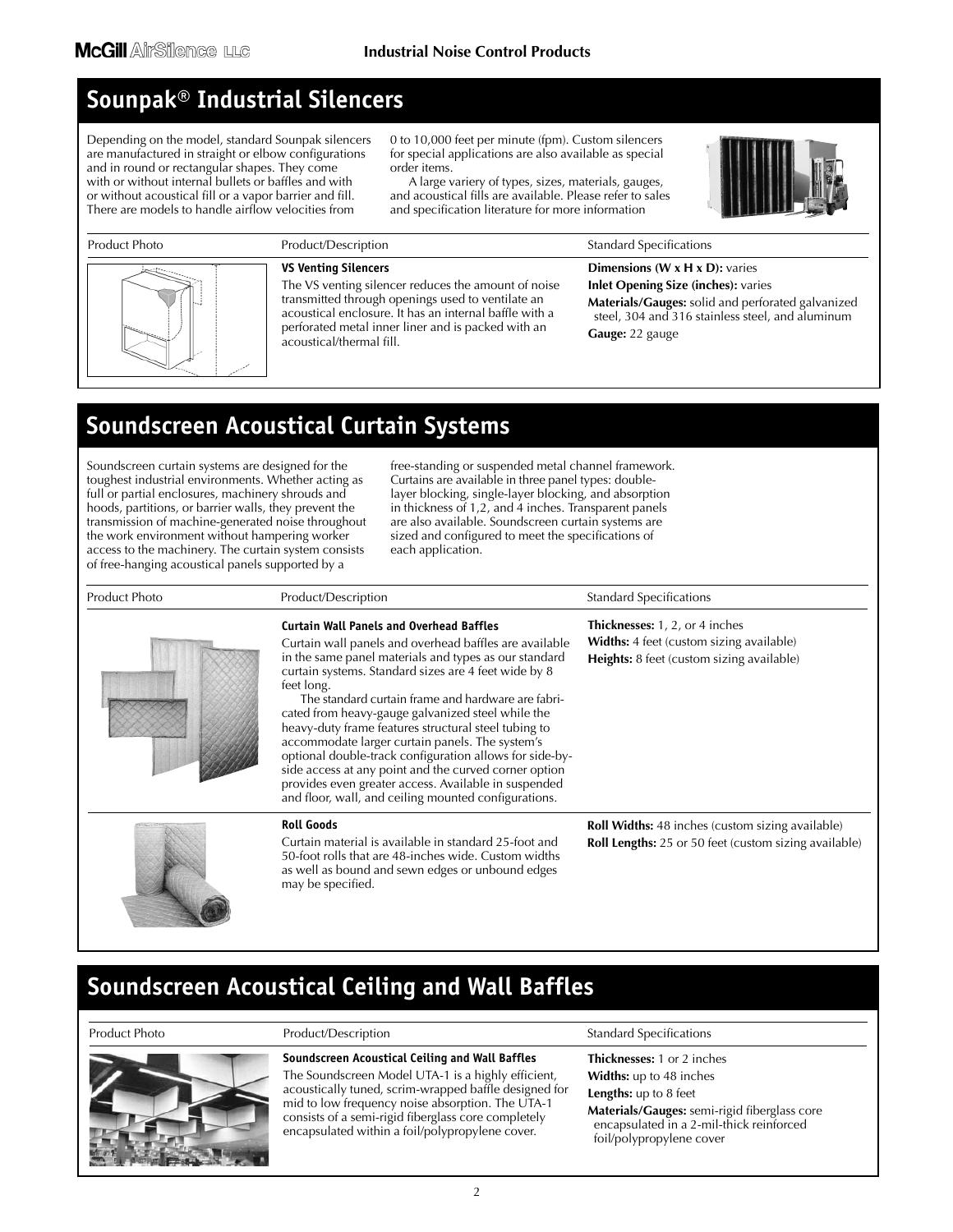## Sounpak® Industrial Silencers

Depending on the model, standard Sounpak silencers are manufactured in straight or elbow configurations and in round or rectangular shapes. They come with or without internal bullets or baffles and with or without acoustical fill or a vapor barrier and fill. There are models to handle airflow velocities from 0 to 10,000 feet per minute (fpm). Custom silencers for special applications are also available as special order items.

A large variery of types, sizes, materials, gauges, and acoustical fills are available. Please refer to sales and specification literature for more information

| Product Photo | Product/Description | Standard Specifications |
|---|---|---|
| | **VS Venting Silencers**<br>The VS venting silencer reduces the amount of noise transmitted through openings used to ventilate an acoustical enclosure. It has an internal baffle with a perforated metal inner liner and is packed with an acoustical/thermal fill. | **Dimensions (W x H x D):** varies<br>**Inlet Opening Size (inches):** varies<br>**Materials/Gauges:** solid and perforated galvanized steel, 304 and 316 stainless steel, and aluminum<br>**Gauge:** 22 gauge |

## Soundscreen Acoustical Curtain Systems

Soundscreen curtain systems are designed for the toughest industrial environments. Whether acting as full or partial enclosures, machinery shrouds and hoods, partitions, or barrier walls, they prevent the transmission of machine-generated noise throughout the work environment without hampering worker access to the machinery. The curtain system consists of free-hanging acoustical panels supported by a free-standing or suspended metal channel framework. Curtains are available in three panel types: double-layer blocking, single-layer blocking, and absorption in thickness of 1,2, and 4 inches. Transparent panels are also available. Soundscreen curtain systems are sized and configured to meet the specifications of each application.

| Product Photo | Product/Description | Standard Specifications |
|---|---|---|
| | **Curtain Wall Panels and Overhead Baffles**<br>Curtain wall panels and overhead baffles are available in the same panel materials and types as our standard curtain systems. Standard sizes are 4 feet wide by 8 feet long.<br>The standard curtain frame and hardware are fabricated from heavy-gauge galvanized steel while the heavy-duty frame features structural steel tubing to accommodate larger curtain panels. The system's optional double-track configuration allows for side-by-side access at any point and the curved corner option provides even greater access. Available in suspended and floor, wall, and ceiling mounted configurations. | **Thicknesses:** 1, 2, or 4 inches<br>**Widths:** 4 feet (custom sizing available)<br>**Heights:** 8 feet (custom sizing available) |
| | **Roll Goods**<br>Curtain material is available in standard 25-foot and 50-foot rolls that are 48-inches wide. Custom widths as well as bound and sewn edges or unbound edges may be specified. | **Roll Widths:** 48 inches (custom sizing available)<br>**Roll Lengths:** 25 or 50 feet (custom sizing available) |

## Soundscreen Acoustical Ceiling and Wall Baffles

| Product Photo | Product/Description | Standard Specifications |
|---|---|---|
| | **Soundscreen Acoustical Ceiling and Wall Baffles**<br>The Soundscreen Model UTA-1 is a highly efficient, acoustically tuned, scrim-wrapped baffle designed for mid to low frequency noise absorption. The UTA-1 consists of a semi-rigid fiberglass core completely encapsulated within a foil/polypropylene cover. | **Thicknesses:** 1 or 2 inches<br>**Widths:** up to 48 inches<br>**Lengths:** up to 8 feet<br>**Materials/Gauges:** semi-rigid fiberglass core encapsulated in a 2-mil-thick reinforced foil/polypropylene cover |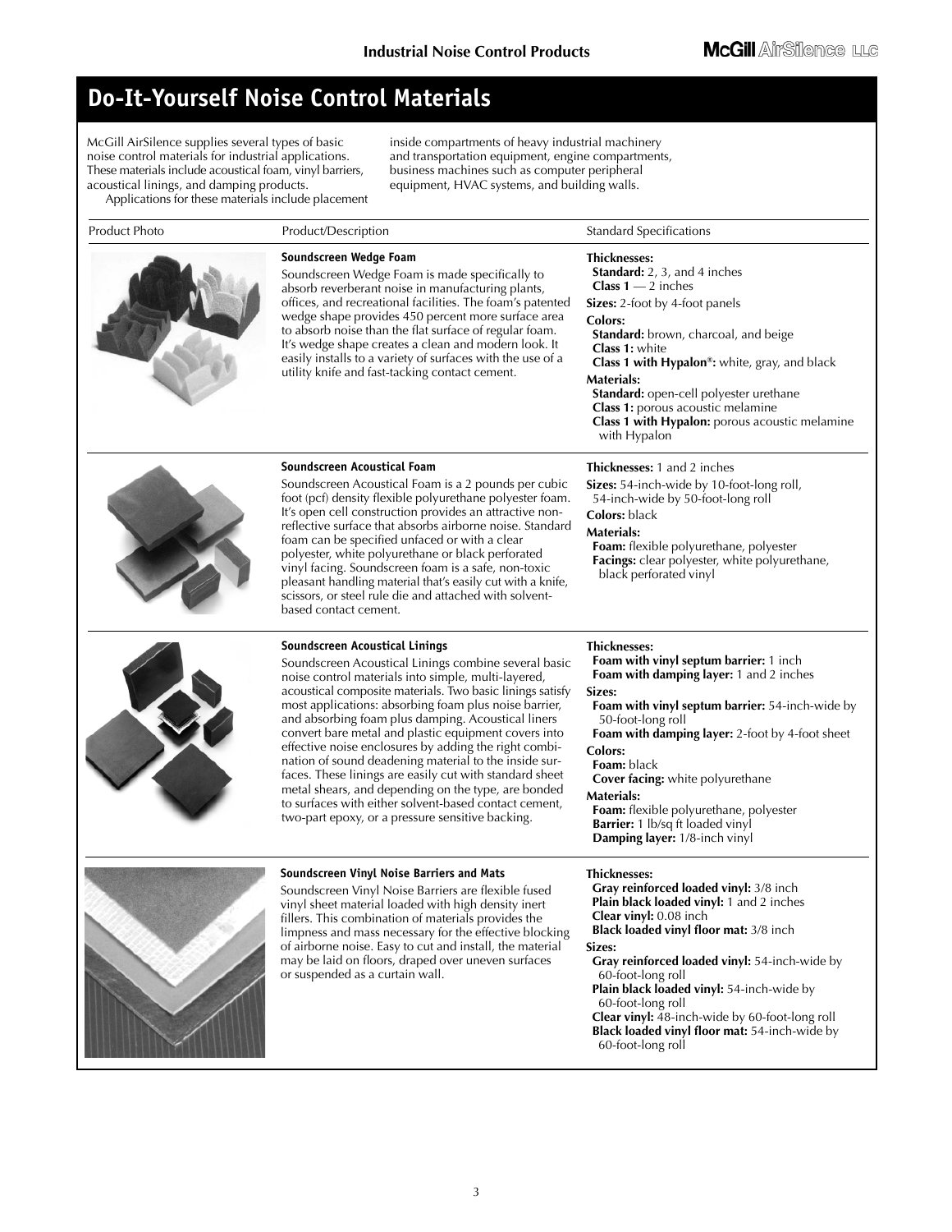# Do-It-Yourself Noise Control Materials

McGill AirSilence supplies several types of basic noise control materials for industrial applications. These materials include acoustical foam, vinyl barriers, acoustical linings, and damping products.

Applications for these materials include placement inside compartments of heavy industrial machinery and transportation equipment, engine compartments, business machines such as computer peripheral equipment, HVAC systems, and building walls.

| Product Photo | Product/Description | Standard Specifications |
| --- | --- | --- |
| | **Soundscreen Wedge Foam**<br>Soundscreen Wedge Foam is made specifically to absorb reverberant noise in manufacturing plants, offices, and recreational facilities. The foam's patented wedge shape provides 450 percent more surface area to absorb noise than the flat surface of regular foam. It's wedge shape creates a clean and modern look. It easily installs to a variety of surfaces with the use of a utility knife and fast-tacking contact cement. | **Thicknesses:**<br>**Standard:** 2, 3, and 4 inches<br>**Class 1** — 2 inches<br>**Sizes:** 2-foot by 4-foot panels<br>**Colors:**<br>**Standard:** brown, charcoal, and beige<br>**Class 1:** white<br>**Class 1 with Hypalon®:** white, gray, and black<br>**Materials:**<br>**Standard:** open-cell polyester urethane<br>**Class 1:** porous acoustic melamine<br>**Class 1 with Hypalon:** porous acoustic melamine with Hypalon |
| | **Soundscreen Acoustical Foam**<br>Soundscreen Acoustical Foam is a 2 pounds per cubic foot (pcf) density flexible polyurethane polyester foam. It's open cell construction provides an attractive non-reflective surface that absorbs airborne noise. Standard foam can be specified unfaced or with a clear polyester, white polyurethane or black perforated vinyl facing. Soundscreen foam is a safe, non-toxic pleasant handling material that's easily cut with a knife, scissors, or steel rule die and attached with solvent-based contact cement. | **Thicknesses:** 1 and 2 inches<br>**Sizes:** 54-inch-wide by 10-foot-long roll, 54-inch-wide by 50-foot-long roll<br>**Colors:** black<br>**Materials:**<br>**Foam:** flexible polyurethane, polyester<br>**Facings:** clear polyester, white polyurethane, black perforated vinyl |
| | **Soundscreen Acoustical Linings**<br>Soundscreen Acoustical Linings combine several basic noise control materials into simple, multi-layered, acoustical composite materials. Two basic linings satisfy most applications: absorbing foam plus noise barrier, and absorbing foam plus damping. Acoustical liners convert bare metal and plastic equipment covers into effective noise enclosures by adding the right combination of sound deadening material to the inside surfaces. These linings are easily cut with standard sheet metal shears, and depending on the type, are bonded to surfaces with either solvent-based contact cement, two-part epoxy, or a pressure sensitive backing. | **Thicknesses:**<br>**Foam with vinyl septum barrier:** 1 inch<br>**Foam with damping layer:** 1 and 2 inches<br>**Sizes:**<br>**Foam with vinyl septum barrier:** 54-inch-wide by 50-foot-long roll<br>**Foam with damping layer:** 2-foot by 4-foot sheet<br>**Colors:**<br>**Foam:** black<br>**Cover facing:** white polyurethane<br>**Materials:**<br>**Foam:** flexible polyurethane, polyester<br>**Barrier:** 1 lb/sq ft loaded vinyl<br>**Damping layer:** 1/8-inch vinyl |
| | **Soundscreen Vinyl Noise Barriers and Mats**<br>Soundscreen Vinyl Noise Barriers are flexible fused vinyl sheet material loaded with high density inert fillers. This combination of materials provides the limpness and mass necessary for the effective blocking of airborne noise. Easy to cut and install, the material may be laid on floors, draped over uneven surfaces or suspended as a curtain wall. | **Thicknesses:**<br>**Gray reinforced loaded vinyl:** 3/8 inch<br>**Plain black loaded vinyl:** 1 and 2 inches<br>**Clear vinyl:** 0.08 inch<br>**Black loaded vinyl floor mat:** 3/8 inch<br>**Sizes:**<br>**Gray reinforced loaded vinyl:** 54-inch-wide by 60-foot-long roll<br>**Plain black loaded vinyl:** 54-inch-wide by 60-foot-long roll<br>**Clear vinyl:** 48-inch-wide by 60-foot-long roll<br>**Black loaded vinyl floor mat:** 54-inch-wide by 60-foot-long roll |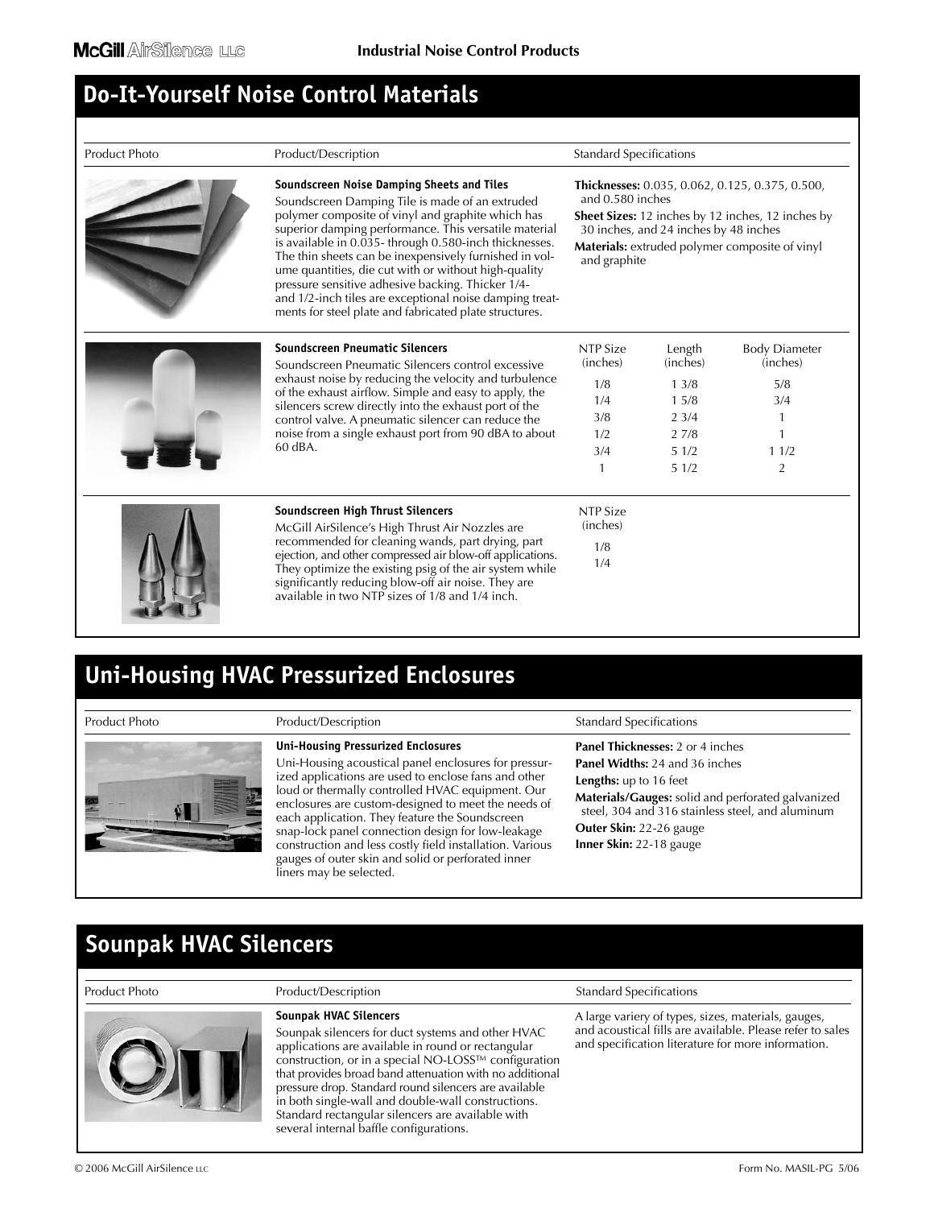## Do-It-Yourself Noise Control Materials

| Product Photo | Product/Description | Standard Specifications |
|---|---|---|
| | **Soundscreen Noise Damping Sheets and Tiles** Soundscreen Damping Tile is made of an extruded polymer composite of vinyl and graphite which has superior damping performance. This versatile material is available in 0.035- through 0.580-inch thicknesses. The thin sheets can be inexpensively furnished in volume quantities, die cut with or without high-quality pressure sensitive adhesive backing. Thicker 1/4- and 1/2-inch tiles are exceptional noise damping treatments for steel plate and fabricated plate structures. | **Thicknesses:** 0.035, 0.062, 0.125, 0.375, 0.500, and 0.580 inches **Sheet Sizes:** 12 inches by 12 inches, 12 inches by 30 inches, and 24 inches by 48 inches **Materials:** extruded polymer composite of vinyl and graphite |

**Soundscreen Pneumatic Silencers**

Soundscreen Pneumatic Silencers control excessive exhaust noise by reducing the velocity and turbulence of the exhaust airflow. Simple and easy to apply, the silencers screw directly into the exhaust port of the control valve. A pneumatic silencer can reduce the noise from a single exhaust port from 90 dBA to about 60 dBA.

| NTP Size (inches) | Length (inches) | Body Diameter (inches) |
|---|---|---|
| 1/8 | 1 3/8 | 5/8 |
| 1/4 | 1 5/8 | 3/4 |
| 3/8 | 2 3/4 | 1 |
| 1/2 | 2 7/8 | 1 |
| 3/4 | 5 1/2 | 1 1/2 |
| 1 | 5 1/2 | 2 |

**Soundscreen High Thrust Silencers**

McGill AirSilence's High Thrust Air Nozzles are recommended for cleaning wands, part drying, part ejection, and other compressed air blow-off applications. They optimize the existing psig of the air system while significantly reducing blow-off air noise. They are available in two NTP sizes of 1/8 and 1/4 inch.

| NTP Size (inches) |
|---|
| 1/8 |
| 1/4 |

## Uni-Housing HVAC Pressurized Enclosures

| Product Photo | Product/Description | Standard Specifications |
|---|---|---|
| | **Uni-Housing Pressurized Enclosures** Uni-Housing acoustical panel enclosures for pressurized applications are used to enclose fans and other loud or thermally controlled HVAC equipment. Our enclosures are custom-designed to meet the needs of each application. They feature the Soundscreen snap-lock panel connection design for low-leakage construction and less costly field installation. Various gauges of outer skin and solid or perforated inner liners may be selected. | **Panel Thicknesses:** 2 or 4 inches **Panel Widths:** 24 and 36 inches **Lengths:** up to 16 feet **Materials/Gauges:** solid and perforated galvanized steel, 304 and 316 stainless steel, and aluminum **Outer Skin:** 22-26 gauge **Inner Skin:** 22-18 gauge |

## Sounpak HVAC Silencers

| Product Photo | Product/Description | Standard Specifications |
|---|---|---|
| | **Sounpak HVAC Silencers** Sounpak silencers for duct systems and other HVAC applications are available in round or rectangular construction, or in a special NO-LOSS™ configuration that provides broad band attenuation with no additional pressure drop. Standard round silencers are available in both single-wall and double-wall constructions. Standard rectangular silencers are available with several internal baffle configurations. | A large variery of types, sizes, materials, gauges, and acoustical fills are available. Please refer to sales and specification literature for more information. |

© 2006 McGill AirSilence LLC

Form No. MASIL-PG 5/06